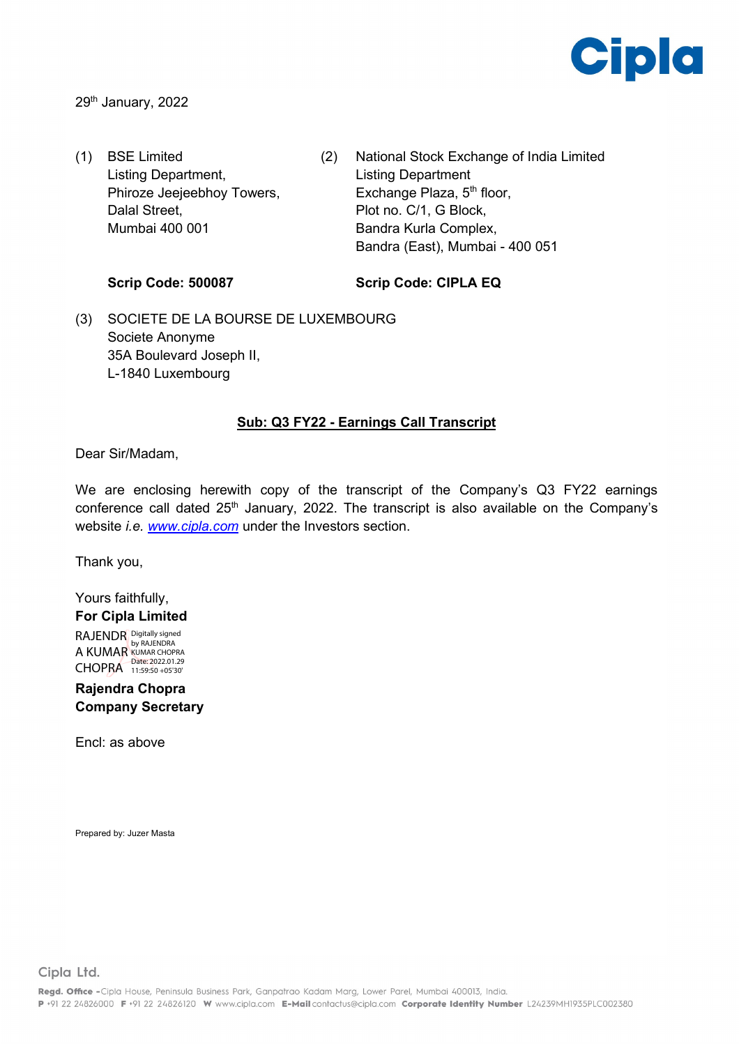29th January, 2022

(1) BSE Limited
Listing Department,
Phiroze Jeejeebhoy Towers,
Dalal Street,
Mumbai 400 001

**Scrip Code: 500087**

(2) National Stock Exchange of India Limited
Listing Department
Exchange Plaza, 5th floor,
Plot no. C/1, G Block,
Bandra Kurla Complex,
Bandra (East), Mumbai - 400 051

**Scrip Code: CIPLA EQ**

(3) SOCIETE DE LA BOURSE DE LUXEMBOURG
Societe Anonyme
35A Boulevard Joseph II,
L-1840 Luxembourg

**Sub: Q3 FY22 - Earnings Call Transcript**

Dear Sir/Madam,

We are enclosing herewith copy of the transcript of the Company's Q3 FY22 earnings conference call dated 25th January, 2022. The transcript is also available on the Company's website *i.e.* www.cipla.com under the Investors section.

Thank you,

Yours faithfully,
**For Cipla Limited**

RAJENDRA KUMAR CHOPRA
Digitally signed by RAJENDRA KUMAR CHOPRA
Date: 2022.01.29 11:59:50 +05'30'

**Rajendra Chopra**
**Company Secretary**

Encl: as above

Prepared by: Juzer Masta

Cipla Ltd.

**Regd. Office** - Cipla House, Peninsula Business Park, Ganpatrao Kadam Marg, Lower Parel, Mumbai 400013, India.
**P** +91 22 24826000 **F** +91 22 24826120 **W** www.cipla.com **E-Mail** contactus@cipla.com **Corporate Identity Number** L24239MH1935PLC002380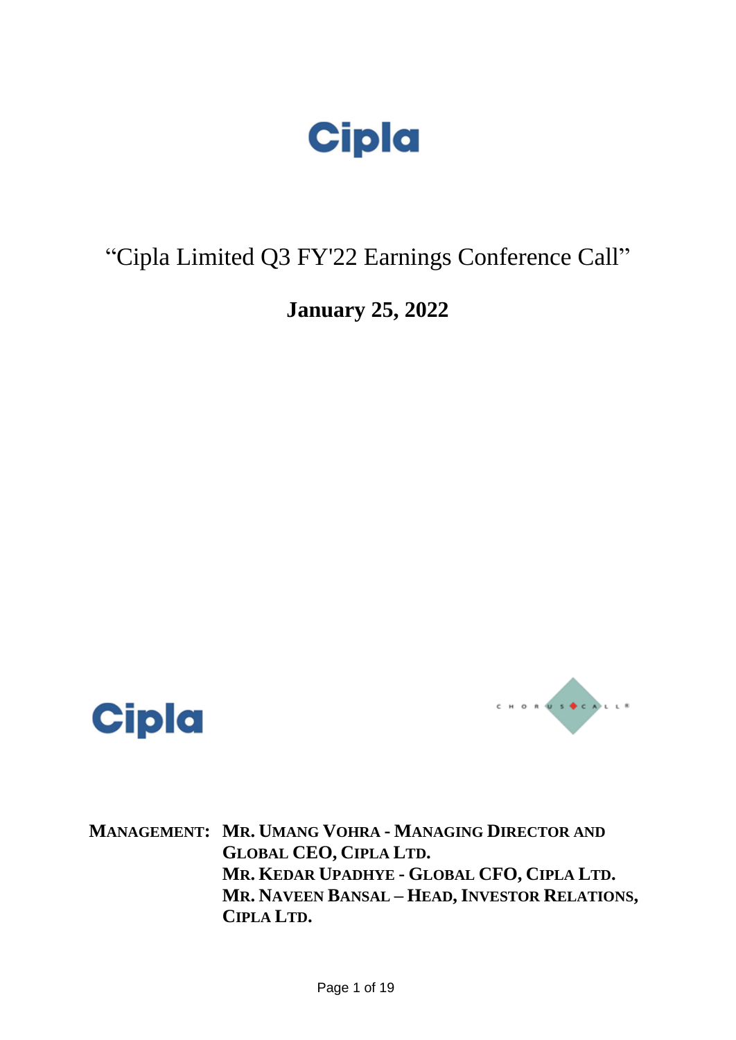# "Cipla Limited Q3 FY'22 Earnings Conference Call"

**January 25, 2022**

**MANAGEMENT:** **MR. UMANG VOHRA - MANAGING DIRECTOR AND GLOBAL CEO, CIPLA LTD.**
**MR. KEDAR UPADHYE - GLOBAL CFO, CIPLA LTD.**
**MR. NAVEEN BANSAL – HEAD, INVESTOR RELATIONS, CIPLA LTD.**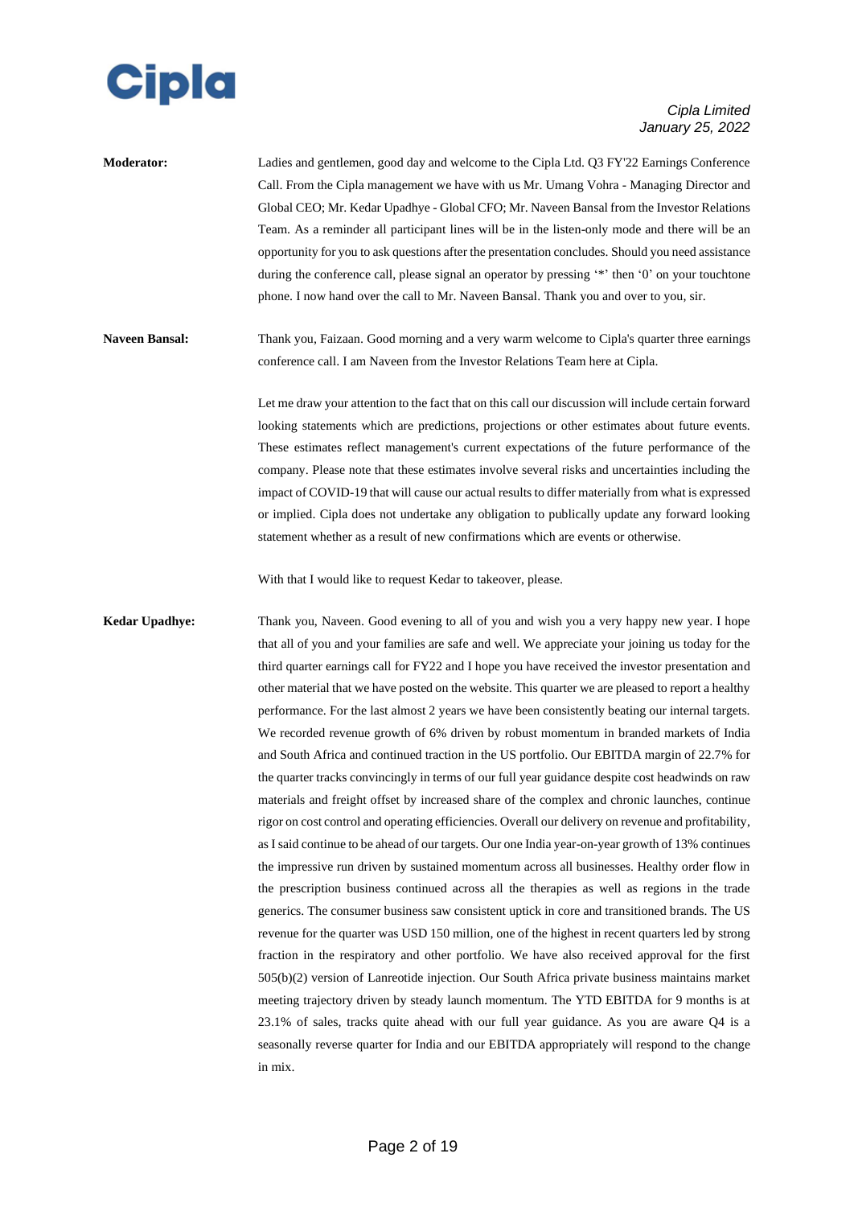**Moderator:** Ladies and gentlemen, good day and welcome to the Cipla Ltd. Q3 FY'22 Earnings Conference Call. From the Cipla management we have with us Mr. Umang Vohra - Managing Director and Global CEO; Mr. Kedar Upadhye - Global CFO; Mr. Naveen Bansal from the Investor Relations Team. As a reminder all participant lines will be in the listen-only mode and there will be an opportunity for you to ask questions after the presentation concludes. Should you need assistance during the conference call, please signal an operator by pressing '*' then '0' on your touchtone phone. I now hand over the call to Mr. Naveen Bansal. Thank you and over to you, sir.

**Naveen Bansal:** Thank you, Faizaan. Good morning and a very warm welcome to Cipla's quarter three earnings conference call. I am Naveen from the Investor Relations Team here at Cipla.

Let me draw your attention to the fact that on this call our discussion will include certain forward looking statements which are predictions, projections or other estimates about future events. These estimates reflect management's current expectations of the future performance of the company. Please note that these estimates involve several risks and uncertainties including the impact of COVID-19 that will cause our actual results to differ materially from what is expressed or implied. Cipla does not undertake any obligation to publically update any forward looking statement whether as a result of new confirmations which are events or otherwise.

With that I would like to request Kedar to takeover, please.

**Kedar Upadhye:** Thank you, Naveen. Good evening to all of you and wish you a very happy new year. I hope that all of you and your families are safe and well. We appreciate your joining us today for the third quarter earnings call for FY22 and I hope you have received the investor presentation and other material that we have posted on the website. This quarter we are pleased to report a healthy performance. For the last almost 2 years we have been consistently beating our internal targets. We recorded revenue growth of 6% driven by robust momentum in branded markets of India and South Africa and continued traction in the US portfolio. Our EBITDA margin of 22.7% for the quarter tracks convincingly in terms of our full year guidance despite cost headwinds on raw materials and freight offset by increased share of the complex and chronic launches, continue rigor on cost control and operating efficiencies. Overall our delivery on revenue and profitability, as I said continue to be ahead of our targets. Our one India year-on-year growth of 13% continues the impressive run driven by sustained momentum across all businesses. Healthy order flow in the prescription business continued across all the therapies as well as regions in the trade generics. The consumer business saw consistent uptick in core and transitioned brands. The US revenue for the quarter was USD 150 million, one of the highest in recent quarters led by strong fraction in the respiratory and other portfolio. We have also received approval for the first 505(b)(2) version of Lanreotide injection. Our South Africa private business maintains market meeting trajectory driven by steady launch momentum. The YTD EBITDA for 9 months is at 23.1% of sales, tracks quite ahead with our full year guidance. As you are aware Q4 is a seasonally reverse quarter for India and our EBITDA appropriately will respond to the change in mix.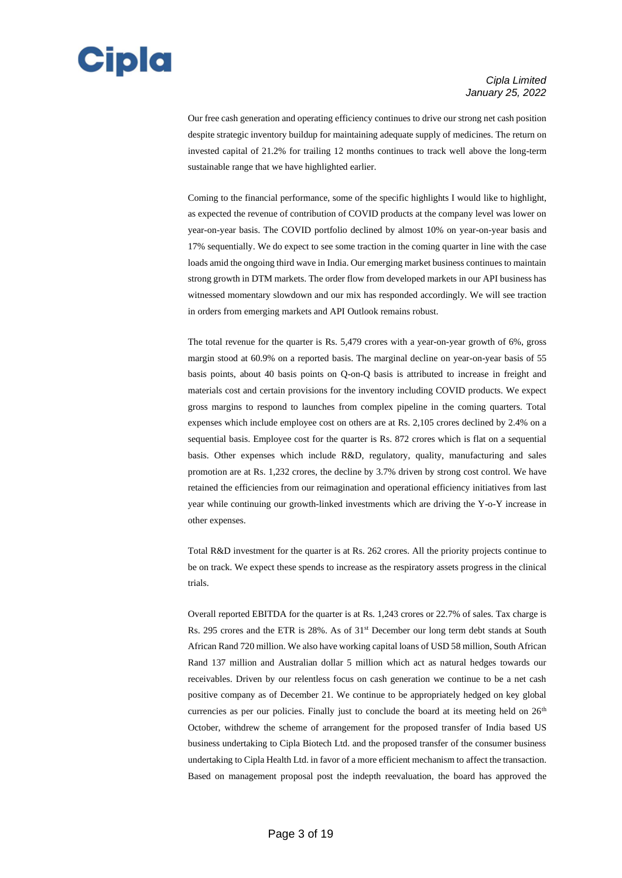Our free cash generation and operating efficiency continues to drive our strong net cash position despite strategic inventory buildup for maintaining adequate supply of medicines. The return on invested capital of 21.2% for trailing 12 months continues to track well above the long-term sustainable range that we have highlighted earlier.

Coming to the financial performance, some of the specific highlights I would like to highlight, as expected the revenue of contribution of COVID products at the company level was lower on year-on-year basis. The COVID portfolio declined by almost 10% on year-on-year basis and 17% sequentially. We do expect to see some traction in the coming quarter in line with the case loads amid the ongoing third wave in India. Our emerging market business continues to maintain strong growth in DTM markets. The order flow from developed markets in our API business has witnessed momentary slowdown and our mix has responded accordingly. We will see traction in orders from emerging markets and API Outlook remains robust.

The total revenue for the quarter is Rs. 5,479 crores with a year-on-year growth of 6%, gross margin stood at 60.9% on a reported basis. The marginal decline on year-on-year basis of 55 basis points, about 40 basis points on Q-on-Q basis is attributed to increase in freight and materials cost and certain provisions for the inventory including COVID products. We expect gross margins to respond to launches from complex pipeline in the coming quarters. Total expenses which include employee cost on others are at Rs. 2,105 crores declined by 2.4% on a sequential basis. Employee cost for the quarter is Rs. 872 crores which is flat on a sequential basis. Other expenses which include R&D, regulatory, quality, manufacturing and sales promotion are at Rs. 1,232 crores, the decline by 3.7% driven by strong cost control. We have retained the efficiencies from our reimagination and operational efficiency initiatives from last year while continuing our growth-linked investments which are driving the Y-o-Y increase in other expenses.

Total R&D investment for the quarter is at Rs. 262 crores. All the priority projects continue to be on track. We expect these spends to increase as the respiratory assets progress in the clinical trials.

Overall reported EBITDA for the quarter is at Rs. 1,243 crores or 22.7% of sales. Tax charge is Rs. 295 crores and the ETR is 28%. As of 31st December our long term debt stands at South African Rand 720 million. We also have working capital loans of USD 58 million, South African Rand 137 million and Australian dollar 5 million which act as natural hedges towards our receivables. Driven by our relentless focus on cash generation we continue to be a net cash positive company as of December 21. We continue to be appropriately hedged on key global currencies as per our policies. Finally just to conclude the board at its meeting held on 26th October, withdrew the scheme of arrangement for the proposed transfer of India based US business undertaking to Cipla Biotech Ltd. and the proposed transfer of the consumer business undertaking to Cipla Health Ltd. in favor of a more efficient mechanism to affect the transaction. Based on management proposal post the indepth reevaluation, the board has approved the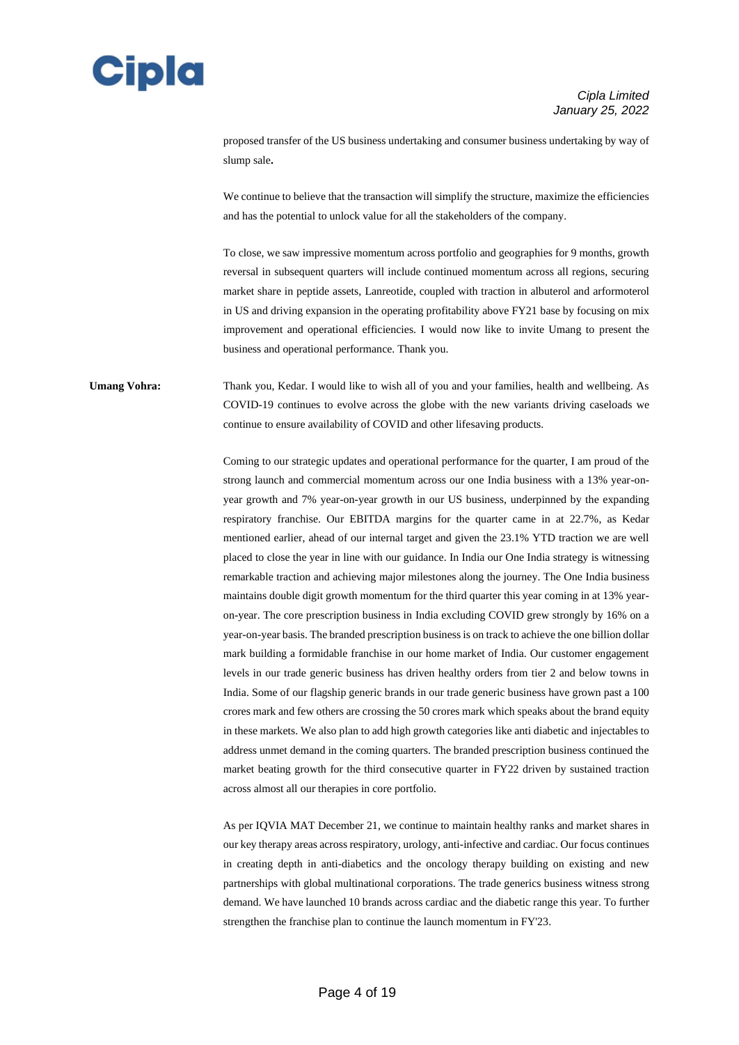proposed transfer of the US business undertaking and consumer business undertaking by way of slump sale**.**

We continue to believe that the transaction will simplify the structure, maximize the efficiencies and has the potential to unlock value for all the stakeholders of the company.

To close, we saw impressive momentum across portfolio and geographies for 9 months, growth reversal in subsequent quarters will include continued momentum across all regions, securing market share in peptide assets, Lanreotide, coupled with traction in albuterol and arformoterol in US and driving expansion in the operating profitability above FY21 base by focusing on mix improvement and operational efficiencies. I would now like to invite Umang to present the business and operational performance. Thank you.

**Umang Vohra:** Thank you, Kedar. I would like to wish all of you and your families, health and wellbeing. As COVID-19 continues to evolve across the globe with the new variants driving caseloads we continue to ensure availability of COVID and other lifesaving products.

Coming to our strategic updates and operational performance for the quarter, I am proud of the strong launch and commercial momentum across our one India business with a 13% year-on-year growth and 7% year-on-year growth in our US business, underpinned by the expanding respiratory franchise. Our EBITDA margins for the quarter came in at 22.7%, as Kedar mentioned earlier, ahead of our internal target and given the 23.1% YTD traction we are well placed to close the year in line with our guidance. In India our One India strategy is witnessing remarkable traction and achieving major milestones along the journey. The One India business maintains double digit growth momentum for the third quarter this year coming in at 13% year-on-year. The core prescription business in India excluding COVID grew strongly by 16% on a year-on-year basis. The branded prescription business is on track to achieve the one billion dollar mark building a formidable franchise in our home market of India. Our customer engagement levels in our trade generic business has driven healthy orders from tier 2 and below towns in India. Some of our flagship generic brands in our trade generic business have grown past a 100 crores mark and few others are crossing the 50 crores mark which speaks about the brand equity in these markets. We also plan to add high growth categories like anti diabetic and injectables to address unmet demand in the coming quarters. The branded prescription business continued the market beating growth for the third consecutive quarter in FY22 driven by sustained traction across almost all our therapies in core portfolio.

As per IQVIA MAT December 21, we continue to maintain healthy ranks and market shares in our key therapy areas across respiratory, urology, anti-infective and cardiac. Our focus continues in creating depth in anti-diabetics and the oncology therapy building on existing and new partnerships with global multinational corporations. The trade generics business witness strong demand. We have launched 10 brands across cardiac and the diabetic range this year. To further strengthen the franchise plan to continue the launch momentum in FY'23.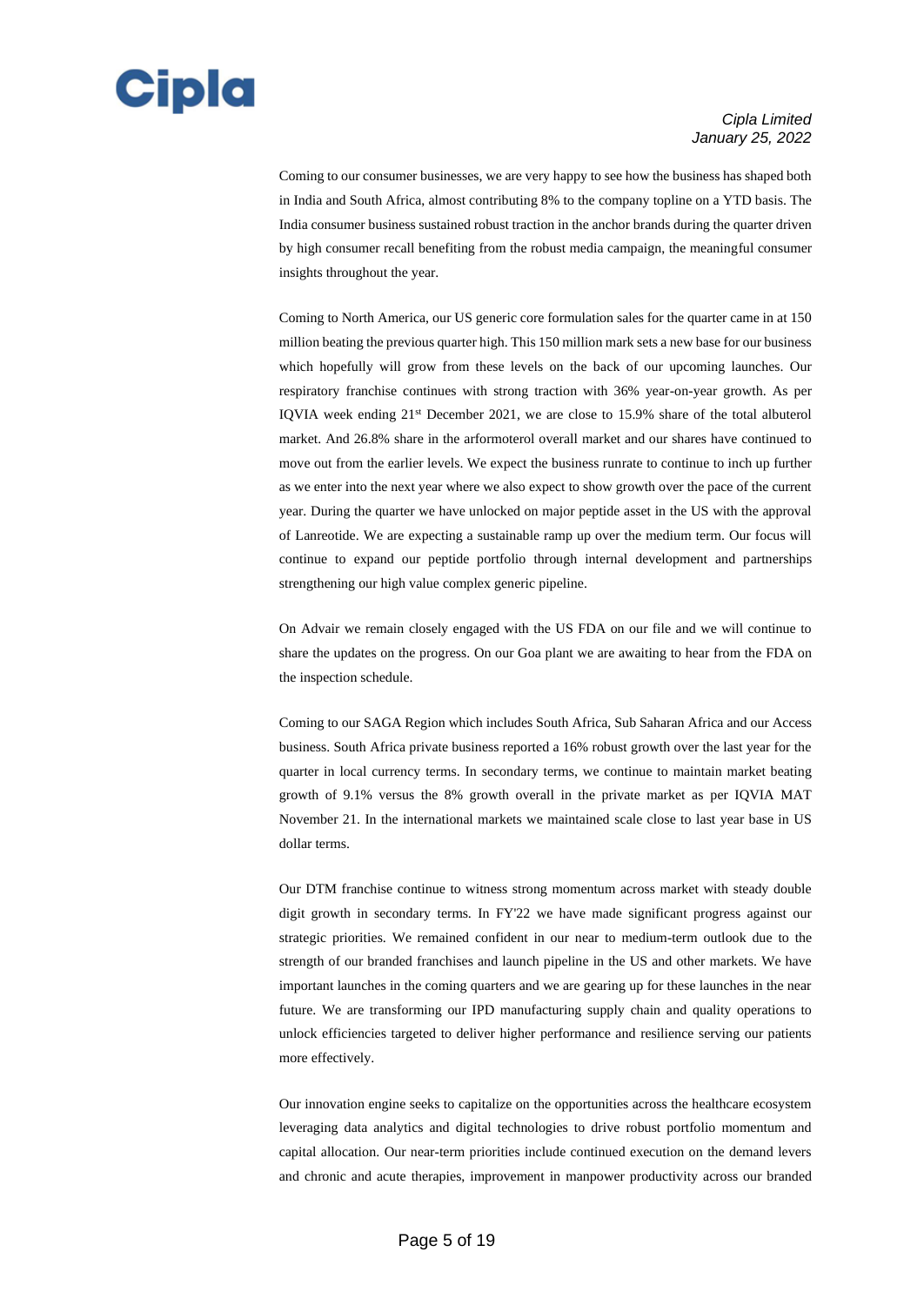Coming to our consumer businesses, we are very happy to see how the business has shaped both in India and South Africa, almost contributing 8% to the company topline on a YTD basis. The India consumer business sustained robust traction in the anchor brands during the quarter driven by high consumer recall benefiting from the robust media campaign, the meaningful consumer insights throughout the year.

Coming to North America, our US generic core formulation sales for the quarter came in at 150 million beating the previous quarter high. This 150 million mark sets a new base for our business which hopefully will grow from these levels on the back of our upcoming launches. Our respiratory franchise continues with strong traction with 36% year-on-year growth. As per IQVIA week ending 21st December 2021, we are close to 15.9% share of the total albuterol market. And 26.8% share in the arformoterol overall market and our shares have continued to move out from the earlier levels. We expect the business runrate to continue to inch up further as we enter into the next year where we also expect to show growth over the pace of the current year. During the quarter we have unlocked on major peptide asset in the US with the approval of Lanreotide. We are expecting a sustainable ramp up over the medium term. Our focus will continue to expand our peptide portfolio through internal development and partnerships strengthening our high value complex generic pipeline.

On Advair we remain closely engaged with the US FDA on our file and we will continue to share the updates on the progress. On our Goa plant we are awaiting to hear from the FDA on the inspection schedule.

Coming to our SAGA Region which includes South Africa, Sub Saharan Africa and our Access business. South Africa private business reported a 16% robust growth over the last year for the quarter in local currency terms. In secondary terms, we continue to maintain market beating growth of 9.1% versus the 8% growth overall in the private market as per IQVIA MAT November 21. In the international markets we maintained scale close to last year base in US dollar terms.

Our DTM franchise continue to witness strong momentum across market with steady double digit growth in secondary terms. In FY'22 we have made significant progress against our strategic priorities. We remained confident in our near to medium-term outlook due to the strength of our branded franchises and launch pipeline in the US and other markets. We have important launches in the coming quarters and we are gearing up for these launches in the near future. We are transforming our IPD manufacturing supply chain and quality operations to unlock efficiencies targeted to deliver higher performance and resilience serving our patients more effectively.

Our innovation engine seeks to capitalize on the opportunities across the healthcare ecosystem leveraging data analytics and digital technologies to drive robust portfolio momentum and capital allocation. Our near-term priorities include continued execution on the demand levers and chronic and acute therapies, improvement in manpower productivity across our branded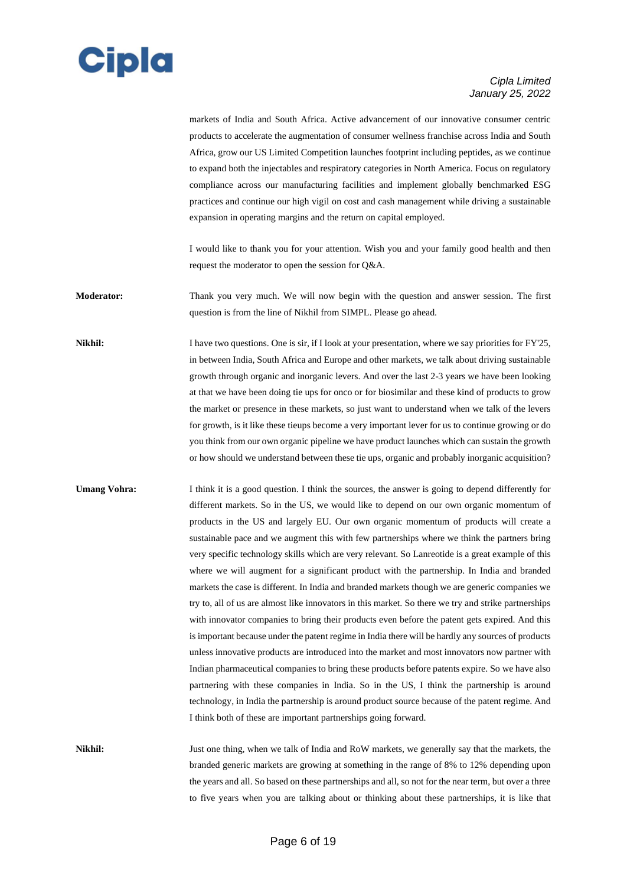markets of India and South Africa. Active advancement of our innovative consumer centric products to accelerate the augmentation of consumer wellness franchise across India and South Africa, grow our US Limited Competition launches footprint including peptides, as we continue to expand both the injectables and respiratory categories in North America. Focus on regulatory compliance across our manufacturing facilities and implement globally benchmarked ESG practices and continue our high vigil on cost and cash management while driving a sustainable expansion in operating margins and the return on capital employed.

I would like to thank you for your attention. Wish you and your family good health and then request the moderator to open the session for Q&A.

**Moderator:** Thank you very much. We will now begin with the question and answer session. The first question is from the line of Nikhil from SIMPL. Please go ahead.

**Nikhil:** I have two questions. One is sir, if I look at your presentation, where we say priorities for FY'25, in between India, South Africa and Europe and other markets, we talk about driving sustainable growth through organic and inorganic levers. And over the last 2-3 years we have been looking at that we have been doing tie ups for onco or for biosimilar and these kind of products to grow the market or presence in these markets, so just want to understand when we talk of the levers for growth, is it like these tieups become a very important lever for us to continue growing or do you think from our own organic pipeline we have product launches which can sustain the growth or how should we understand between these tie ups, organic and probably inorganic acquisition?

**Umang Vohra:** I think it is a good question. I think the sources, the answer is going to depend differently for different markets. So in the US, we would like to depend on our own organic momentum of products in the US and largely EU. Our own organic momentum of products will create a sustainable pace and we augment this with few partnerships where we think the partners bring very specific technology skills which are very relevant. So Lanreotide is a great example of this where we will augment for a significant product with the partnership. In India and branded markets the case is different. In India and branded markets though we are generic companies we try to, all of us are almost like innovators in this market. So there we try and strike partnerships with innovator companies to bring their products even before the patent gets expired. And this is important because under the patent regime in India there will be hardly any sources of products unless innovative products are introduced into the market and most innovators now partner with Indian pharmaceutical companies to bring these products before patents expire. So we have also partnering with these companies in India. So in the US, I think the partnership is around technology, in India the partnership is around product source because of the patent regime. And I think both of these are important partnerships going forward.

**Nikhil:** Just one thing, when we talk of India and RoW markets, we generally say that the markets, the branded generic markets are growing at something in the range of 8% to 12% depending upon the years and all. So based on these partnerships and all, so not for the near term, but over a three to five years when you are talking about or thinking about these partnerships, it is like that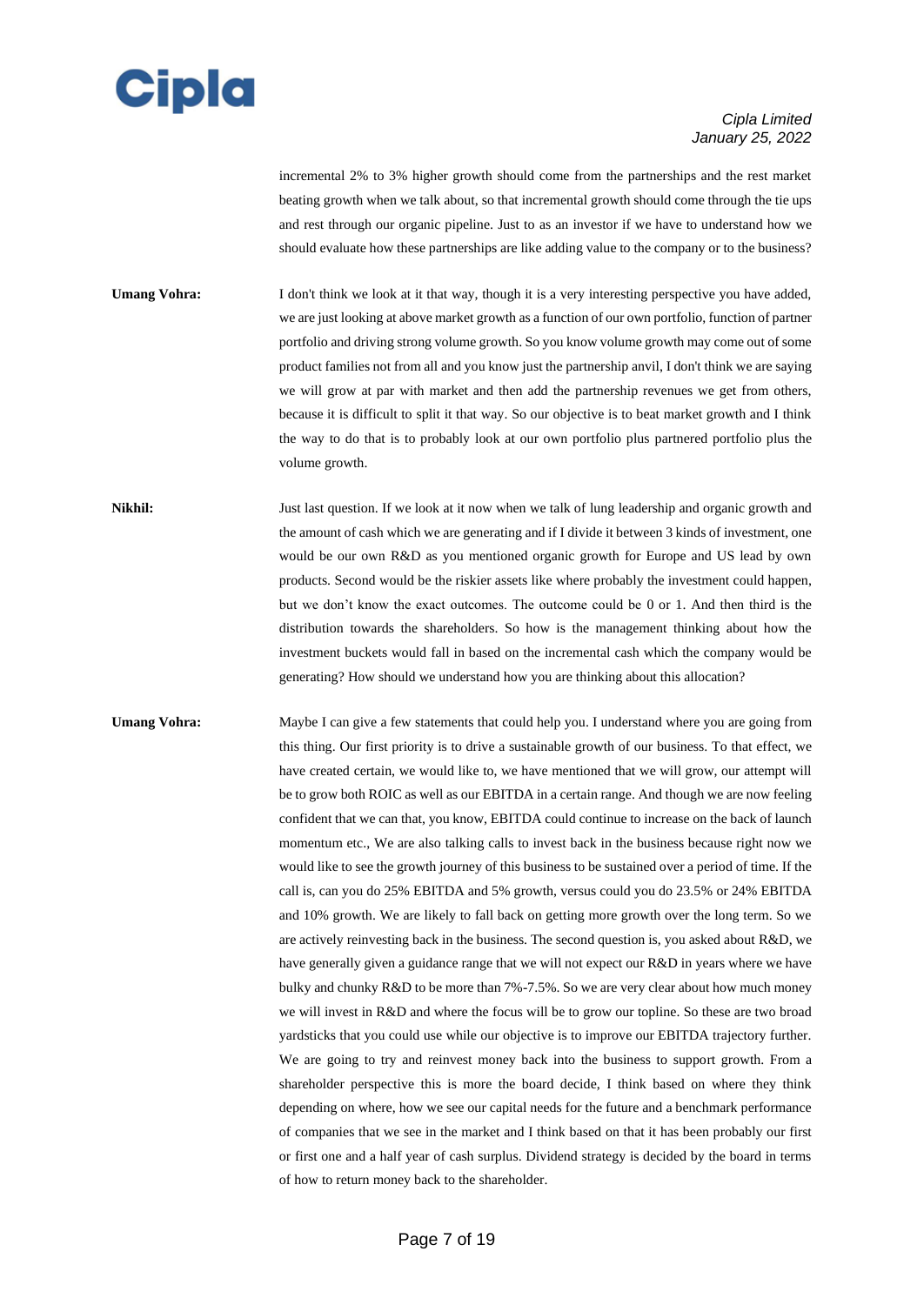incremental 2% to 3% higher growth should come from the partnerships and the rest market beating growth when we talk about, so that incremental growth should come through the tie ups and rest through our organic pipeline. Just to as an investor if we have to understand how we should evaluate how these partnerships are like adding value to the company or to the business?

**Umang Vohra:** I don't think we look at it that way, though it is a very interesting perspective you have added, we are just looking at above market growth as a function of our own portfolio, function of partner portfolio and driving strong volume growth. So you know volume growth may come out of some product families not from all and you know just the partnership anvil, I don't think we are saying we will grow at par with market and then add the partnership revenues we get from others, because it is difficult to split it that way. So our objective is to beat market growth and I think the way to do that is to probably look at our own portfolio plus partnered portfolio plus the volume growth.

**Nikhil:** Just last question. If we look at it now when we talk of lung leadership and organic growth and the amount of cash which we are generating and if I divide it between 3 kinds of investment, one would be our own R&D as you mentioned organic growth for Europe and US lead by own products. Second would be the riskier assets like where probably the investment could happen, but we don't know the exact outcomes. The outcome could be 0 or 1. And then third is the distribution towards the shareholders. So how is the management thinking about how the investment buckets would fall in based on the incremental cash which the company would be generating? How should we understand how you are thinking about this allocation?

**Umang Vohra:** Maybe I can give a few statements that could help you. I understand where you are going from this thing. Our first priority is to drive a sustainable growth of our business. To that effect, we have created certain, we would like to, we have mentioned that we will grow, our attempt will be to grow both ROIC as well as our EBITDA in a certain range. And though we are now feeling confident that we can that, you know, EBITDA could continue to increase on the back of launch momentum etc., We are also talking calls to invest back in the business because right now we would like to see the growth journey of this business to be sustained over a period of time. If the call is, can you do 25% EBITDA and 5% growth, versus could you do 23.5% or 24% EBITDA and 10% growth. We are likely to fall back on getting more growth over the long term. So we are actively reinvesting back in the business. The second question is, you asked about R&D, we have generally given a guidance range that we will not expect our R&D in years where we have bulky and chunky R&D to be more than 7%-7.5%. So we are very clear about how much money we will invest in R&D and where the focus will be to grow our topline. So these are two broad yardsticks that you could use while our objective is to improve our EBITDA trajectory further. We are going to try and reinvest money back into the business to support growth. From a shareholder perspective this is more the board decide, I think based on where they think depending on where, how we see our capital needs for the future and a benchmark performance of companies that we see in the market and I think based on that it has been probably our first or first one and a half year of cash surplus. Dividend strategy is decided by the board in terms of how to return money back to the shareholder.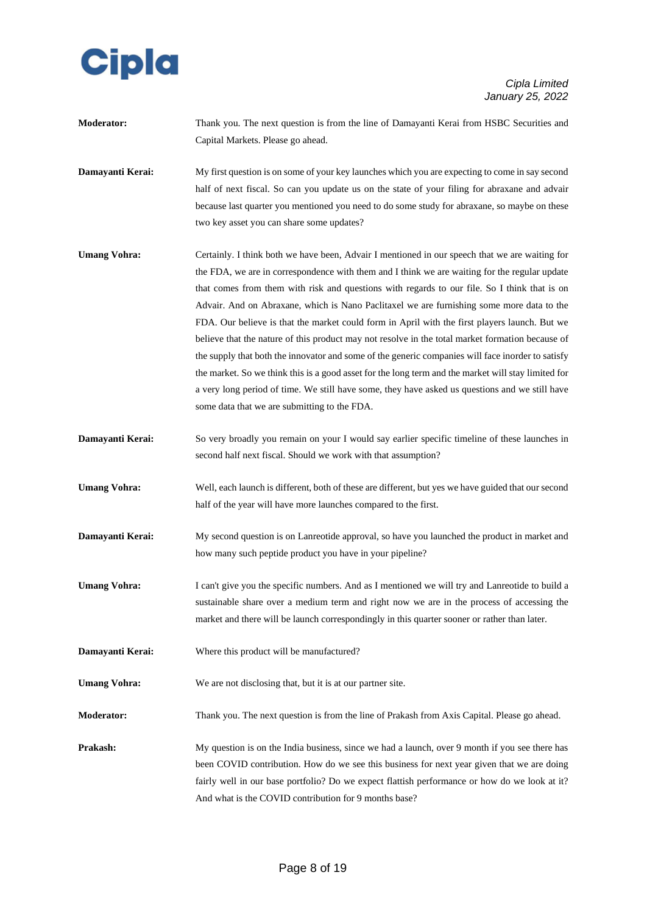**Moderator:** Thank you. The next question is from the line of Damayanti Kerai from HSBC Securities and Capital Markets. Please go ahead.

**Damayanti Kerai:** My first question is on some of your key launches which you are expecting to come in say second half of next fiscal. So can you update us on the state of your filing for abraxane and advair because last quarter you mentioned you need to do some study for abraxane, so maybe on these two key asset you can share some updates?

**Umang Vohra:** Certainly. I think both we have been, Advair I mentioned in our speech that we are waiting for the FDA, we are in correspondence with them and I think we are waiting for the regular update that comes from them with risk and questions with regards to our file. So I think that is on Advair. And on Abraxane, which is Nano Paclitaxel we are furnishing some more data to the FDA. Our believe is that the market could form in April with the first players launch. But we believe that the nature of this product may not resolve in the total market formation because of the supply that both the innovator and some of the generic companies will face inorder to satisfy the market. So we think this is a good asset for the long term and the market will stay limited for a very long period of time. We still have some, they have asked us questions and we still have some data that we are submitting to the FDA.

**Damayanti Kerai:** So very broadly you remain on your I would say earlier specific timeline of these launches in second half next fiscal. Should we work with that assumption?

**Umang Vohra:** Well, each launch is different, both of these are different, but yes we have guided that our second half of the year will have more launches compared to the first.

**Damayanti Kerai:** My second question is on Lanreotide approval, so have you launched the product in market and how many such peptide product you have in your pipeline?

**Umang Vohra:** I can't give you the specific numbers. And as I mentioned we will try and Lanreotide to build a sustainable share over a medium term and right now we are in the process of accessing the market and there will be launch correspondingly in this quarter sooner or rather than later.

**Damayanti Kerai:** Where this product will be manufactured?

**Umang Vohra:** We are not disclosing that, but it is at our partner site.

**Moderator:** Thank you. The next question is from the line of Prakash from Axis Capital. Please go ahead.

**Prakash:** My question is on the India business, since we had a launch, over 9 month if you see there has been COVID contribution. How do we see this business for next year given that we are doing fairly well in our base portfolio? Do we expect flattish performance or how do we look at it? And what is the COVID contribution for 9 months base?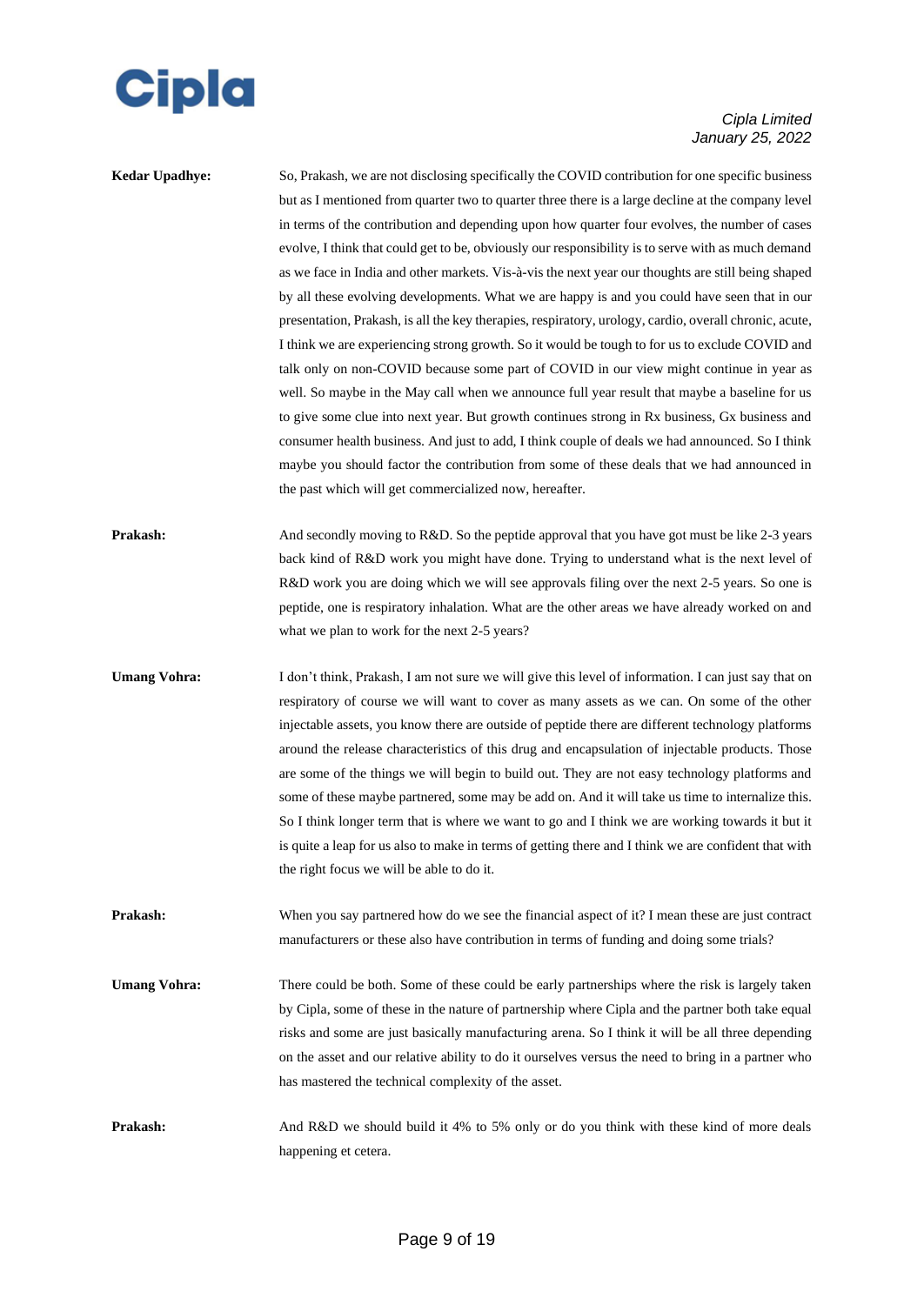**Kedar Upadhye:** So, Prakash, we are not disclosing specifically the COVID contribution for one specific business but as I mentioned from quarter two to quarter three there is a large decline at the company level in terms of the contribution and depending upon how quarter four evolves, the number of cases evolve, I think that could get to be, obviously our responsibility is to serve with as much demand as we face in India and other markets. Vis-à-vis the next year our thoughts are still being shaped by all these evolving developments. What we are happy is and you could have seen that in our presentation, Prakash, is all the key therapies, respiratory, urology, cardio, overall chronic, acute, I think we are experiencing strong growth. So it would be tough to for us to exclude COVID and talk only on non-COVID because some part of COVID in our view might continue in year as well. So maybe in the May call when we announce full year result that maybe a baseline for us to give some clue into next year. But growth continues strong in Rx business, Gx business and consumer health business. And just to add, I think couple of deals we had announced. So I think maybe you should factor the contribution from some of these deals that we had announced in the past which will get commercialized now, hereafter.

**Prakash:** And secondly moving to R&D. So the peptide approval that you have got must be like 2-3 years back kind of R&D work you might have done. Trying to understand what is the next level of R&D work you are doing which we will see approvals filing over the next 2-5 years. So one is peptide, one is respiratory inhalation. What are the other areas we have already worked on and what we plan to work for the next 2-5 years?

**Umang Vohra:** I don't think, Prakash, I am not sure we will give this level of information. I can just say that on respiratory of course we will want to cover as many assets as we can. On some of the other injectable assets, you know there are outside of peptide there are different technology platforms around the release characteristics of this drug and encapsulation of injectable products. Those are some of the things we will begin to build out. They are not easy technology platforms and some of these maybe partnered, some may be add on. And it will take us time to internalize this. So I think longer term that is where we want to go and I think we are working towards it but it is quite a leap for us also to make in terms of getting there and I think we are confident that with the right focus we will be able to do it.

**Prakash:** When you say partnered how do we see the financial aspect of it? I mean these are just contract manufacturers or these also have contribution in terms of funding and doing some trials?

**Umang Vohra:** There could be both. Some of these could be early partnerships where the risk is largely taken by Cipla, some of these in the nature of partnership where Cipla and the partner both take equal risks and some are just basically manufacturing arena. So I think it will be all three depending on the asset and our relative ability to do it ourselves versus the need to bring in a partner who has mastered the technical complexity of the asset.

**Prakash:** And R&D we should build it 4% to 5% only or do you think with these kind of more deals happening et cetera.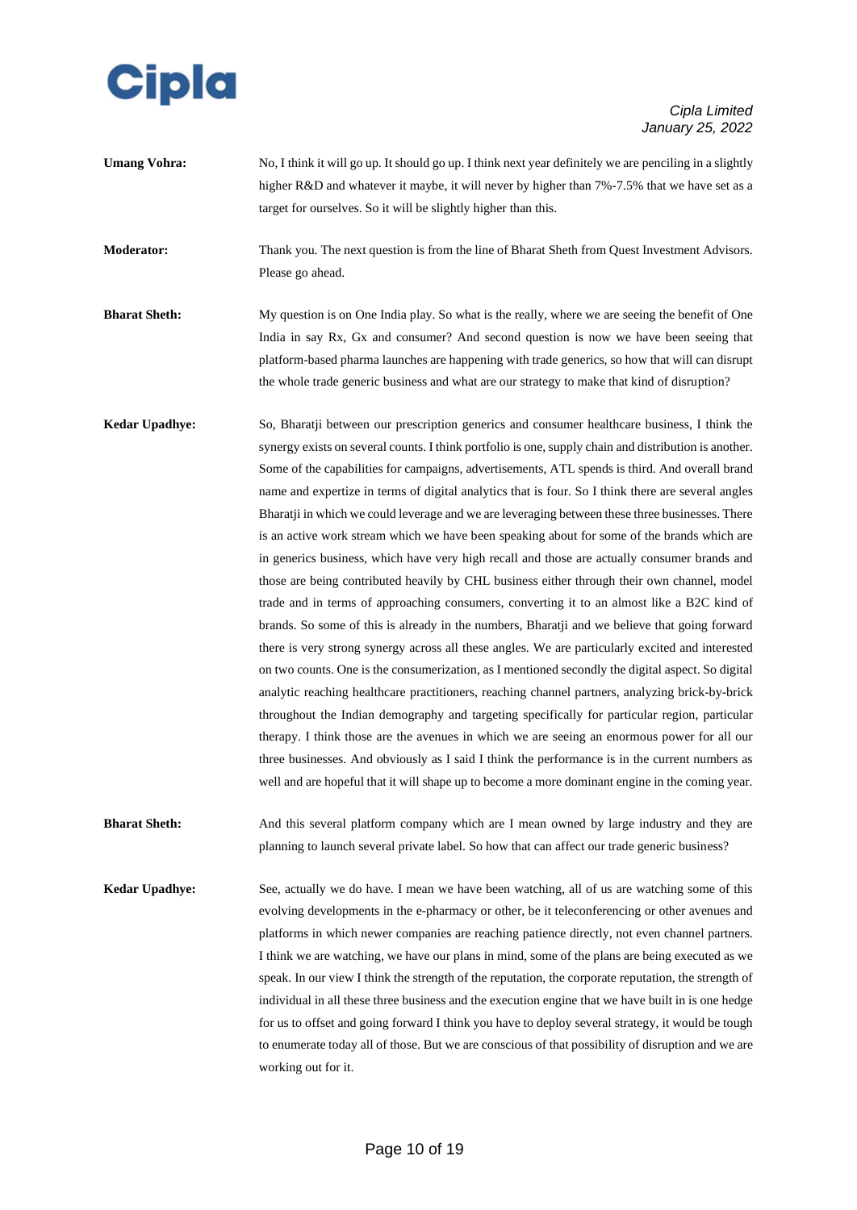**Umang Vohra:** No, I think it will go up. It should go up. I think next year definitely we are penciling in a slightly higher R&D and whatever it maybe, it will never by higher than 7%-7.5% that we have set as a target for ourselves. So it will be slightly higher than this.

**Moderator:** Thank you. The next question is from the line of Bharat Sheth from Quest Investment Advisors. Please go ahead.

**Bharat Sheth:** My question is on One India play. So what is the really, where we are seeing the benefit of One India in say Rx, Gx and consumer? And second question is now we have been seeing that platform-based pharma launches are happening with trade generics, so how that will can disrupt the whole trade generic business and what are our strategy to make that kind of disruption?

**Kedar Upadhye:** So, Bharatji between our prescription generics and consumer healthcare business, I think the synergy exists on several counts. I think portfolio is one, supply chain and distribution is another. Some of the capabilities for campaigns, advertisements, ATL spends is third. And overall brand name and expertize in terms of digital analytics that is four. So I think there are several angles Bharatji in which we could leverage and we are leveraging between these three businesses. There is an active work stream which we have been speaking about for some of the brands which are in generics business, which have very high recall and those are actually consumer brands and those are being contributed heavily by CHL business either through their own channel, model trade and in terms of approaching consumers, converting it to an almost like a B2C kind of brands. So some of this is already in the numbers, Bharatji and we believe that going forward there is very strong synergy across all these angles. We are particularly excited and interested on two counts. One is the consumerization, as I mentioned secondly the digital aspect. So digital analytic reaching healthcare practitioners, reaching channel partners, analyzing brick-by-brick throughout the Indian demography and targeting specifically for particular region, particular therapy. I think those are the avenues in which we are seeing an enormous power for all our three businesses. And obviously as I said I think the performance is in the current numbers as well and are hopeful that it will shape up to become a more dominant engine in the coming year.

**Bharat Sheth:** And this several platform company which are I mean owned by large industry and they are planning to launch several private label. So how that can affect our trade generic business?

**Kedar Upadhye:** See, actually we do have. I mean we have been watching, all of us are watching some of this evolving developments in the e-pharmacy or other, be it teleconferencing or other avenues and platforms in which newer companies are reaching patience directly, not even channel partners. I think we are watching, we have our plans in mind, some of the plans are being executed as we speak. In our view I think the strength of the reputation, the corporate reputation, the strength of individual in all these three business and the execution engine that we have built in is one hedge for us to offset and going forward I think you have to deploy several strategy, it would be tough to enumerate today all of those. But we are conscious of that possibility of disruption and we are working out for it.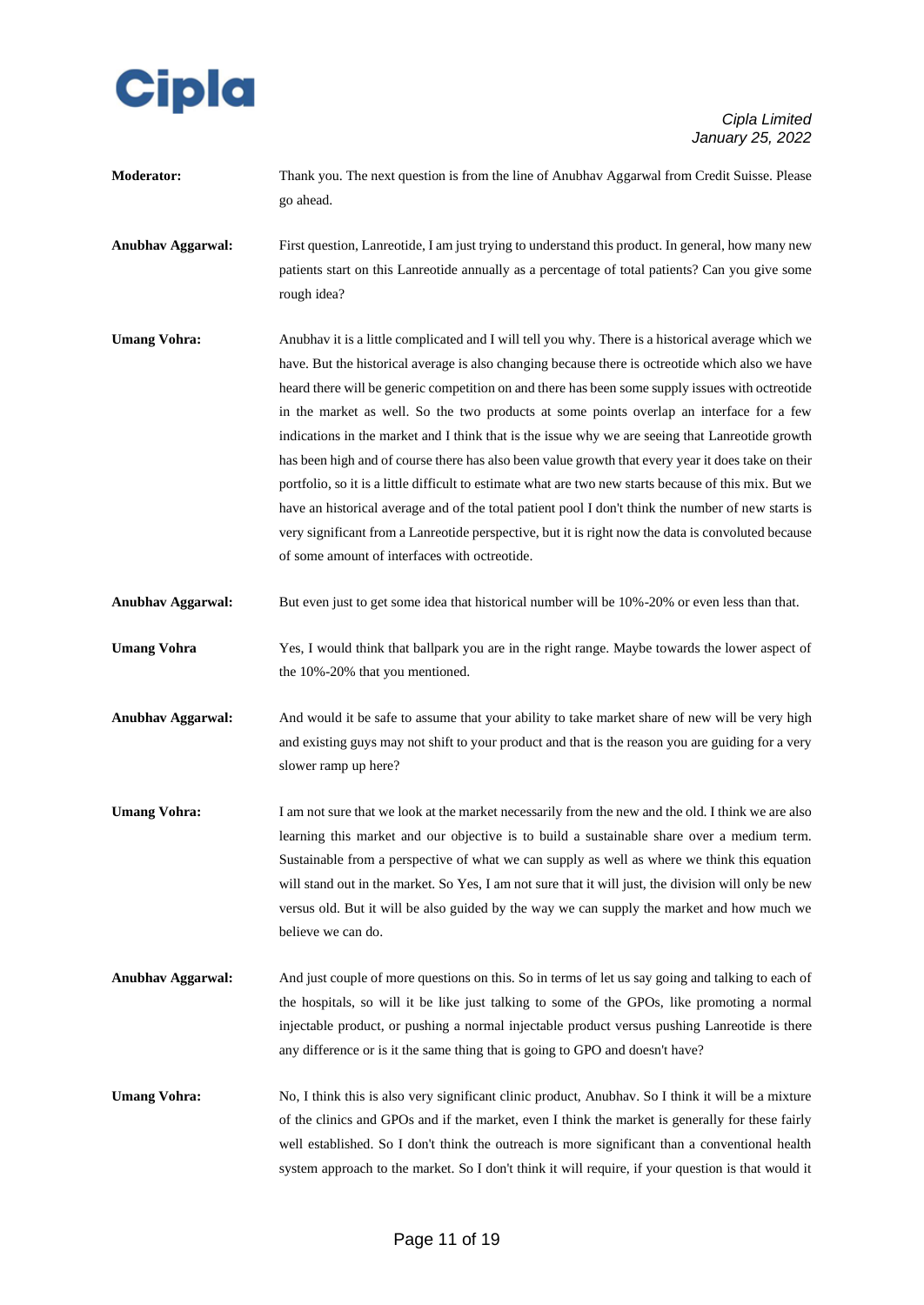**Moderator:** Thank you. The next question is from the line of Anubhav Aggarwal from Credit Suisse. Please go ahead.

**Anubhav Aggarwal:** First question, Lanreotide, I am just trying to understand this product. In general, how many new patients start on this Lanreotide annually as a percentage of total patients? Can you give some rough idea?

**Umang Vohra:** Anubhav it is a little complicated and I will tell you why. There is a historical average which we have. But the historical average is also changing because there is octreotide which also we have heard there will be generic competition on and there has been some supply issues with octreotide in the market as well. So the two products at some points overlap an interface for a few indications in the market and I think that is the issue why we are seeing that Lanreotide growth has been high and of course there has also been value growth that every year it does take on their portfolio, so it is a little difficult to estimate what are two new starts because of this mix. But we have an historical average and of the total patient pool I don't think the number of new starts is very significant from a Lanreotide perspective, but it is right now the data is convoluted because of some amount of interfaces with octreotide.

**Anubhav Aggarwal:** But even just to get some idea that historical number will be 10%-20% or even less than that.

**Umang Vohra** Yes, I would think that ballpark you are in the right range. Maybe towards the lower aspect of the 10%-20% that you mentioned.

**Anubhav Aggarwal:** And would it be safe to assume that your ability to take market share of new will be very high and existing guys may not shift to your product and that is the reason you are guiding for a very slower ramp up here?

**Umang Vohra:** I am not sure that we look at the market necessarily from the new and the old. I think we are also learning this market and our objective is to build a sustainable share over a medium term. Sustainable from a perspective of what we can supply as well as where we think this equation will stand out in the market. So Yes, I am not sure that it will just, the division will only be new versus old. But it will be also guided by the way we can supply the market and how much we believe we can do.

**Anubhav Aggarwal:** And just couple of more questions on this. So in terms of let us say going and talking to each of the hospitals, so will it be like just talking to some of the GPOs, like promoting a normal injectable product, or pushing a normal injectable product versus pushing Lanreotide is there any difference or is it the same thing that is going to GPO and doesn't have?

**Umang Vohra:** No, I think this is also very significant clinic product, Anubhav. So I think it will be a mixture of the clinics and GPOs and if the market, even I think the market is generally for these fairly well established. So I don't think the outreach is more significant than a conventional health system approach to the market. So I don't think it will require, if your question is that would it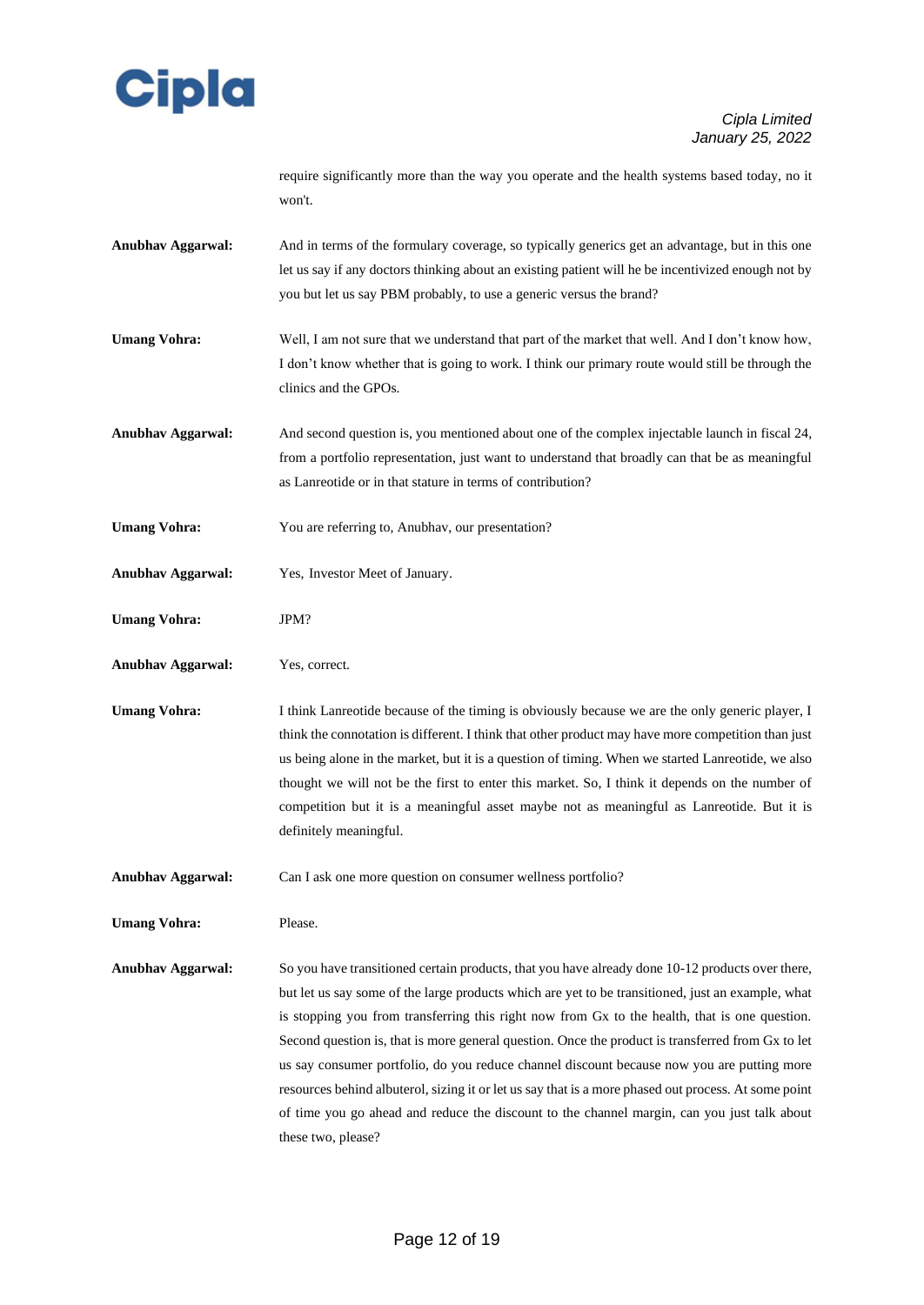require significantly more than the way you operate and the health systems based today, no it won't.

**Anubhav Aggarwal:** And in terms of the formulary coverage, so typically generics get an advantage, but in this one let us say if any doctors thinking about an existing patient will he be incentivized enough not by you but let us say PBM probably, to use a generic versus the brand?

**Umang Vohra:** Well, I am not sure that we understand that part of the market that well. And I don't know how, I don't know whether that is going to work. I think our primary route would still be through the clinics and the GPOs.

**Anubhav Aggarwal:** And second question is, you mentioned about one of the complex injectable launch in fiscal 24, from a portfolio representation, just want to understand that broadly can that be as meaningful as Lanreotide or in that stature in terms of contribution?

**Umang Vohra:** You are referring to, Anubhav, our presentation?

**Anubhav Aggarwal:** Yes, Investor Meet of January.

**Umang Vohra:** JPM?

**Anubhav Aggarwal:** Yes, correct.

**Umang Vohra:** I think Lanreotide because of the timing is obviously because we are the only generic player, I think the connotation is different. I think that other product may have more competition than just us being alone in the market, but it is a question of timing. When we started Lanreotide, we also thought we will not be the first to enter this market. So, I think it depends on the number of competition but it is a meaningful asset maybe not as meaningful as Lanreotide. But it is definitely meaningful.

**Anubhav Aggarwal:** Can I ask one more question on consumer wellness portfolio?

**Umang Vohra:** Please.

**Anubhav Aggarwal:** So you have transitioned certain products, that you have already done 10-12 products over there, but let us say some of the large products which are yet to be transitioned, just an example, what is stopping you from transferring this right now from Gx to the health, that is one question. Second question is, that is more general question. Once the product is transferred from Gx to let us say consumer portfolio, do you reduce channel discount because now you are putting more resources behind albuterol, sizing it or let us say that is a more phased out process. At some point of time you go ahead and reduce the discount to the channel margin, can you just talk about these two, please?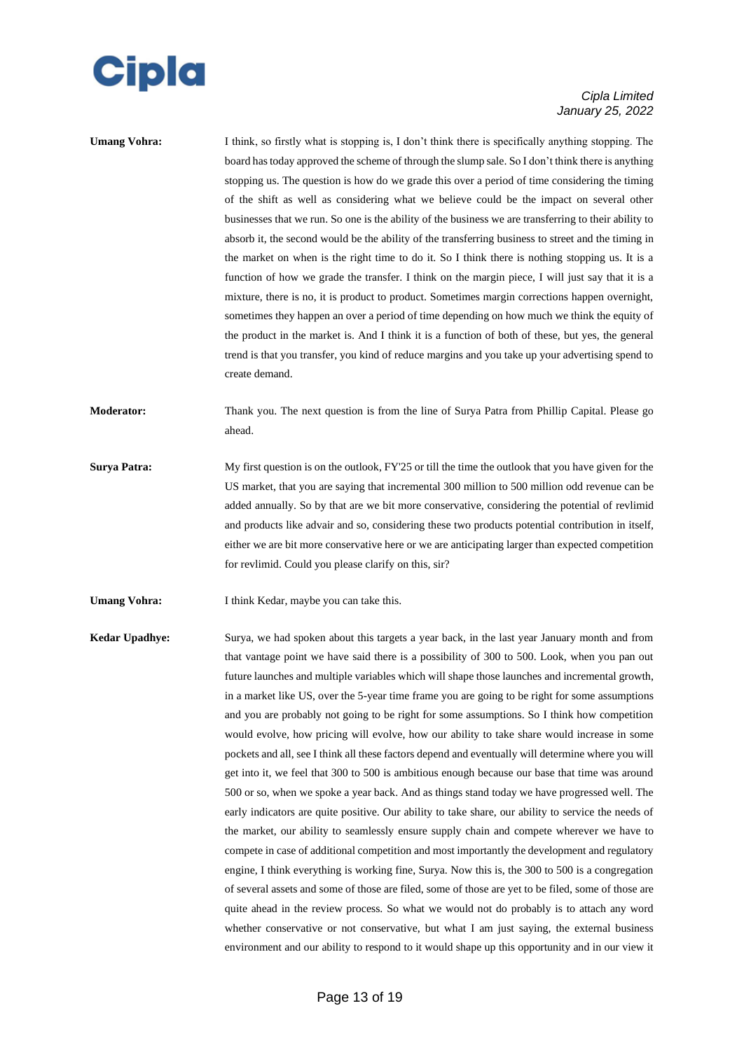**Umang Vohra:** I think, so firstly what is stopping is, I don't think there is specifically anything stopping. The board has today approved the scheme of through the slump sale. So I don't think there is anything stopping us. The question is how do we grade this over a period of time considering the timing of the shift as well as considering what we believe could be the impact on several other businesses that we run. So one is the ability of the business we are transferring to their ability to absorb it, the second would be the ability of the transferring business to street and the timing in the market on when is the right time to do it. So I think there is nothing stopping us. It is a function of how we grade the transfer. I think on the margin piece, I will just say that it is a mixture, there is no, it is product to product. Sometimes margin corrections happen overnight, sometimes they happen an over a period of time depending on how much we think the equity of the product in the market is. And I think it is a function of both of these, but yes, the general trend is that you transfer, you kind of reduce margins and you take up your advertising spend to create demand.

**Moderator:** Thank you. The next question is from the line of Surya Patra from Phillip Capital. Please go ahead.

**Surya Patra:** My first question is on the outlook, FY'25 or till the time the outlook that you have given for the US market, that you are saying that incremental 300 million to 500 million odd revenue can be added annually. So by that are we bit more conservative, considering the potential of revlimid and products like advair and so, considering these two products potential contribution in itself, either we are bit more conservative here or we are anticipating larger than expected competition for revlimid. Could you please clarify on this, sir?

**Umang Vohra:** I think Kedar, maybe you can take this.

**Kedar Upadhye:** Surya, we had spoken about this targets a year back, in the last year January month and from that vantage point we have said there is a possibility of 300 to 500. Look, when you pan out future launches and multiple variables which will shape those launches and incremental growth, in a market like US, over the 5-year time frame you are going to be right for some assumptions and you are probably not going to be right for some assumptions. So I think how competition would evolve, how pricing will evolve, how our ability to take share would increase in some pockets and all, see I think all these factors depend and eventually will determine where you will get into it, we feel that 300 to 500 is ambitious enough because our base that time was around 500 or so, when we spoke a year back. And as things stand today we have progressed well. The early indicators are quite positive. Our ability to take share, our ability to service the needs of the market, our ability to seamlessly ensure supply chain and compete wherever we have to compete in case of additional competition and most importantly the development and regulatory engine, I think everything is working fine, Surya. Now this is, the 300 to 500 is a congregation of several assets and some of those are filed, some of those are yet to be filed, some of those are quite ahead in the review process. So what we would not do probably is to attach any word whether conservative or not conservative, but what I am just saying, the external business environment and our ability to respond to it would shape up this opportunity and in our view it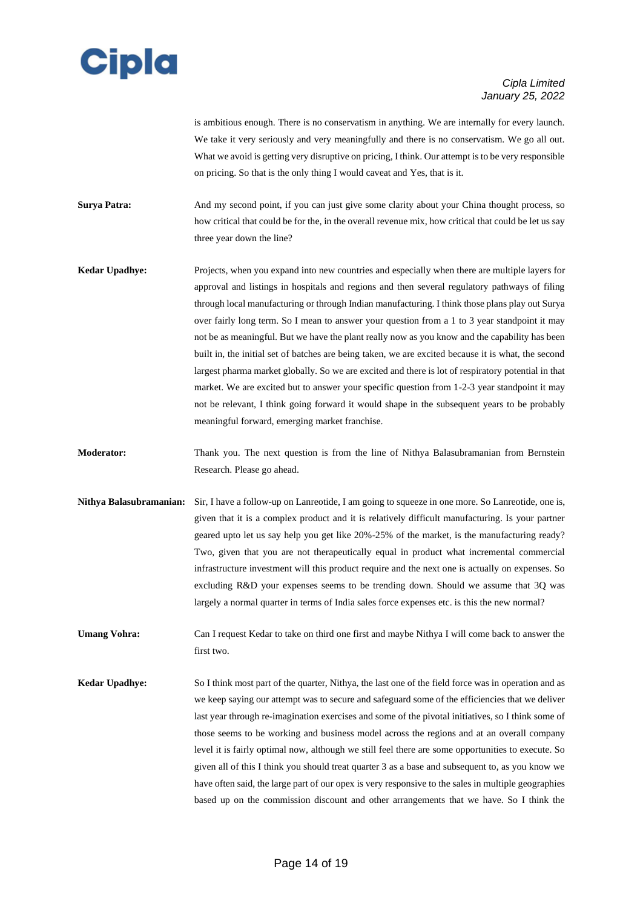is ambitious enough. There is no conservatism in anything. We are internally for every launch. We take it very seriously and very meaningfully and there is no conservatism. We go all out. What we avoid is getting very disruptive on pricing, I think. Our attempt is to be very responsible on pricing. So that is the only thing I would caveat and Yes, that is it.

**Surya Patra:** And my second point, if you can just give some clarity about your China thought process, so how critical that could be for the, in the overall revenue mix, how critical that could be let us say three year down the line?

**Kedar Upadhye:** Projects, when you expand into new countries and especially when there are multiple layers for approval and listings in hospitals and regions and then several regulatory pathways of filing through local manufacturing or through Indian manufacturing. I think those plans play out Surya over fairly long term. So I mean to answer your question from a 1 to 3 year standpoint it may not be as meaningful. But we have the plant really now as you know and the capability has been built in, the initial set of batches are being taken, we are excited because it is what, the second largest pharma market globally. So we are excited and there is lot of respiratory potential in that market. We are excited but to answer your specific question from 1-2-3 year standpoint it may not be relevant, I think going forward it would shape in the subsequent years to be probably meaningful forward, emerging market franchise.

**Moderator:** Thank you. The next question is from the line of Nithya Balasubramanian from Bernstein Research. Please go ahead.

**Nithya Balasubramanian:** Sir, I have a follow-up on Lanreotide, I am going to squeeze in one more. So Lanreotide, one is, given that it is a complex product and it is relatively difficult manufacturing. Is your partner geared upto let us say help you get like 20%-25% of the market, is the manufacturing ready? Two, given that you are not therapeutically equal in product what incremental commercial infrastructure investment will this product require and the next one is actually on expenses. So excluding R&D your expenses seems to be trending down. Should we assume that 3Q was largely a normal quarter in terms of India sales force expenses etc. is this the new normal?

**Umang Vohra:** Can I request Kedar to take on third one first and maybe Nithya I will come back to answer the first two.

**Kedar Upadhye:** So I think most part of the quarter, Nithya, the last one of the field force was in operation and as we keep saying our attempt was to secure and safeguard some of the efficiencies that we deliver last year through re-imagination exercises and some of the pivotal initiatives, so I think some of those seems to be working and business model across the regions and at an overall company level it is fairly optimal now, although we still feel there are some opportunities to execute. So given all of this I think you should treat quarter 3 as a base and subsequent to, as you know we have often said, the large part of our opex is very responsive to the sales in multiple geographies based up on the commission discount and other arrangements that we have. So I think the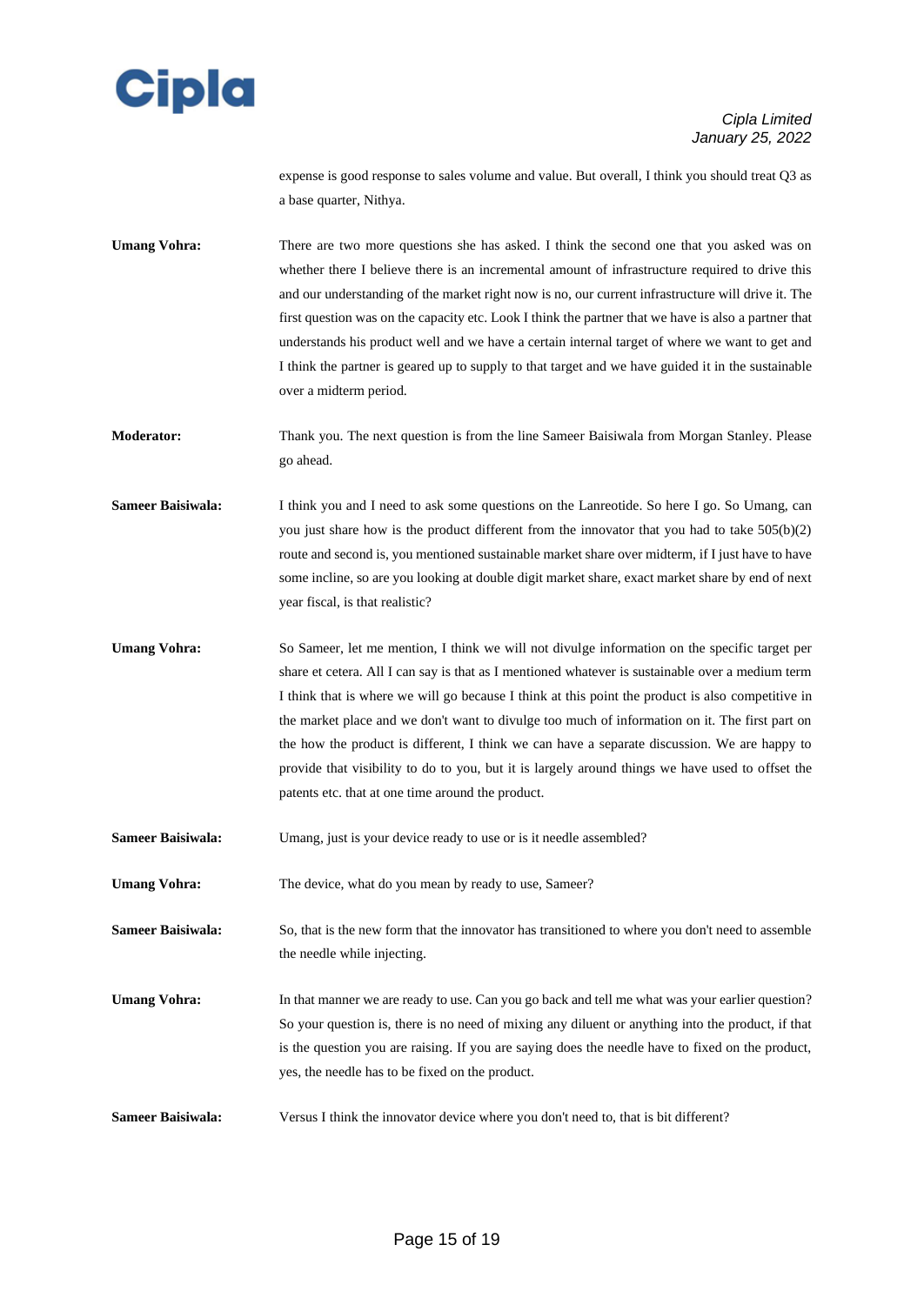expense is good response to sales volume and value. But overall, I think you should treat Q3 as a base quarter, Nithya.

**Umang Vohra:** There are two more questions she has asked. I think the second one that you asked was on whether there I believe there is an incremental amount of infrastructure required to drive this and our understanding of the market right now is no, our current infrastructure will drive it. The first question was on the capacity etc. Look I think the partner that we have is also a partner that understands his product well and we have a certain internal target of where we want to get and I think the partner is geared up to supply to that target and we have guided it in the sustainable over a midterm period.

**Moderator:** Thank you. The next question is from the line Sameer Baisiwala from Morgan Stanley. Please go ahead.

**Sameer Baisiwala:** I think you and I need to ask some questions on the Lanreotide. So here I go. So Umang, can you just share how is the product different from the innovator that you had to take 505(b)(2) route and second is, you mentioned sustainable market share over midterm, if I just have to have some incline, so are you looking at double digit market share, exact market share by end of next year fiscal, is that realistic?

**Umang Vohra:** So Sameer, let me mention, I think we will not divulge information on the specific target per share et cetera. All I can say is that as I mentioned whatever is sustainable over a medium term I think that is where we will go because I think at this point the product is also competitive in the market place and we don't want to divulge too much of information on it. The first part on the how the product is different, I think we can have a separate discussion. We are happy to provide that visibility to do to you, but it is largely around things we have used to offset the patents etc. that at one time around the product.

**Sameer Baisiwala:** Umang, just is your device ready to use or is it needle assembled?

**Umang Vohra:** The device, what do you mean by ready to use, Sameer?

**Sameer Baisiwala:** So, that is the new form that the innovator has transitioned to where you don't need to assemble the needle while injecting.

**Umang Vohra:** In that manner we are ready to use. Can you go back and tell me what was your earlier question? So your question is, there is no need of mixing any diluent or anything into the product, if that is the question you are raising. If you are saying does the needle have to fixed on the product, yes, the needle has to be fixed on the product.

**Sameer Baisiwala:** Versus I think the innovator device where you don't need to, that is bit different?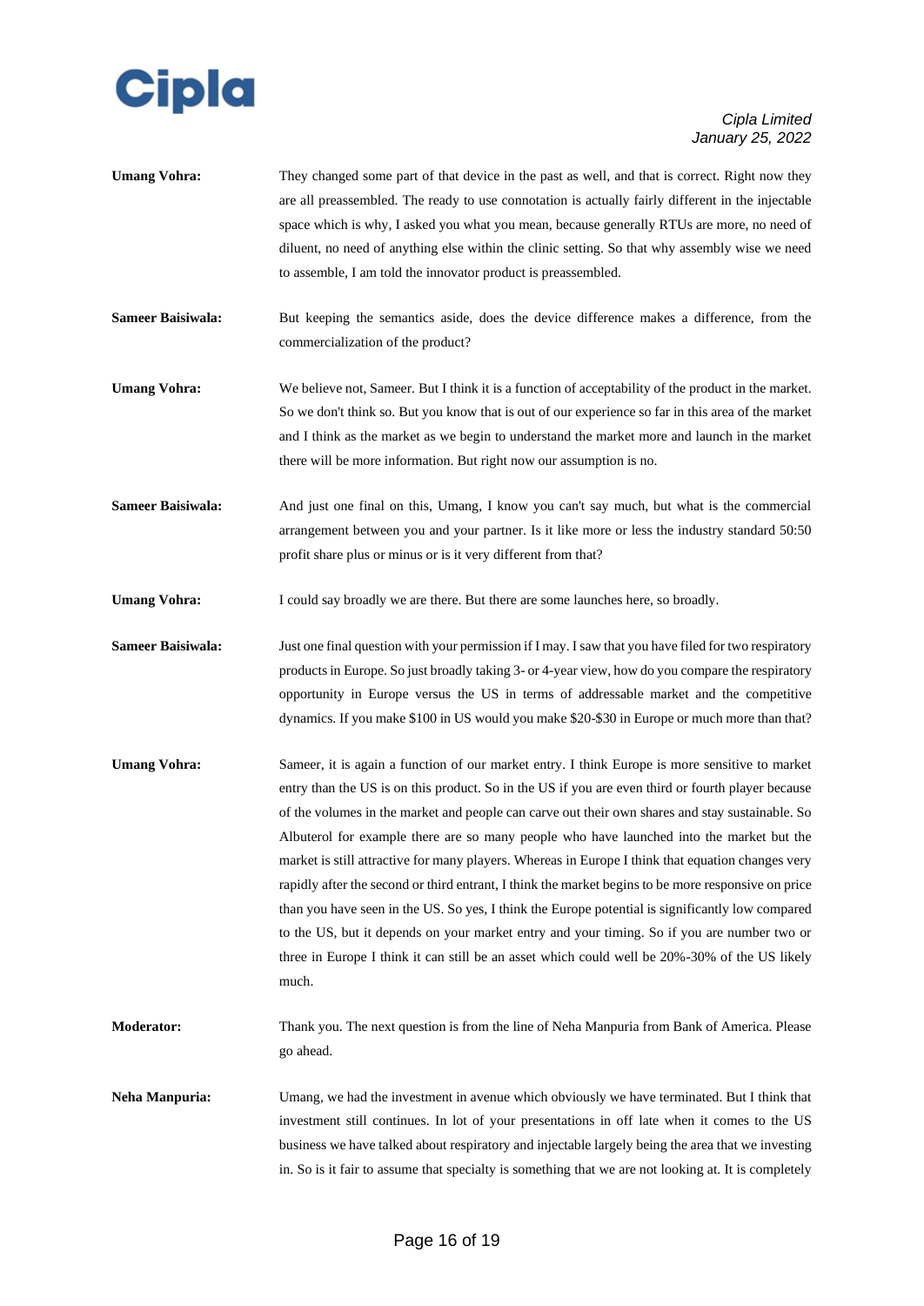**Umang Vohra:** They changed some part of that device in the past as well, and that is correct. Right now they are all preassembled. The ready to use connotation is actually fairly different in the injectable space which is why, I asked you what you mean, because generally RTUs are more, no need of diluent, no need of anything else within the clinic setting. So that why assembly wise we need to assemble, I am told the innovator product is preassembled.

**Sameer Baisiwala:** But keeping the semantics aside, does the device difference makes a difference, from the commercialization of the product?

**Umang Vohra:** We believe not, Sameer. But I think it is a function of acceptability of the product in the market. So we don't think so. But you know that is out of our experience so far in this area of the market and I think as the market as we begin to understand the market more and launch in the market there will be more information. But right now our assumption is no.

**Sameer Baisiwala:** And just one final on this, Umang, I know you can't say much, but what is the commercial arrangement between you and your partner. Is it like more or less the industry standard 50:50 profit share plus or minus or is it very different from that?

**Umang Vohra:** I could say broadly we are there. But there are some launches here, so broadly.

**Sameer Baisiwala:** Just one final question with your permission if I may. I saw that you have filed for two respiratory products in Europe. So just broadly taking 3- or 4-year view, how do you compare the respiratory opportunity in Europe versus the US in terms of addressable market and the competitive dynamics. If you make $100 in US would you make $20-$30 in Europe or much more than that?

**Umang Vohra:** Sameer, it is again a function of our market entry. I think Europe is more sensitive to market entry than the US is on this product. So in the US if you are even third or fourth player because of the volumes in the market and people can carve out their own shares and stay sustainable. So Albuterol for example there are so many people who have launched into the market but the market is still attractive for many players. Whereas in Europe I think that equation changes very rapidly after the second or third entrant, I think the market begins to be more responsive on price than you have seen in the US. So yes, I think the Europe potential is significantly low compared to the US, but it depends on your market entry and your timing. So if you are number two or three in Europe I think it can still be an asset which could well be 20%-30% of the US likely much.

**Moderator:** Thank you. The next question is from the line of Neha Manpuria from Bank of America. Please go ahead.

**Neha Manpuria:** Umang, we had the investment in avenue which obviously we have terminated. But I think that investment still continues. In lot of your presentations in off late when it comes to the US business we have talked about respiratory and injectable largely being the area that we investing in. So is it fair to assume that specialty is something that we are not looking at. It is completely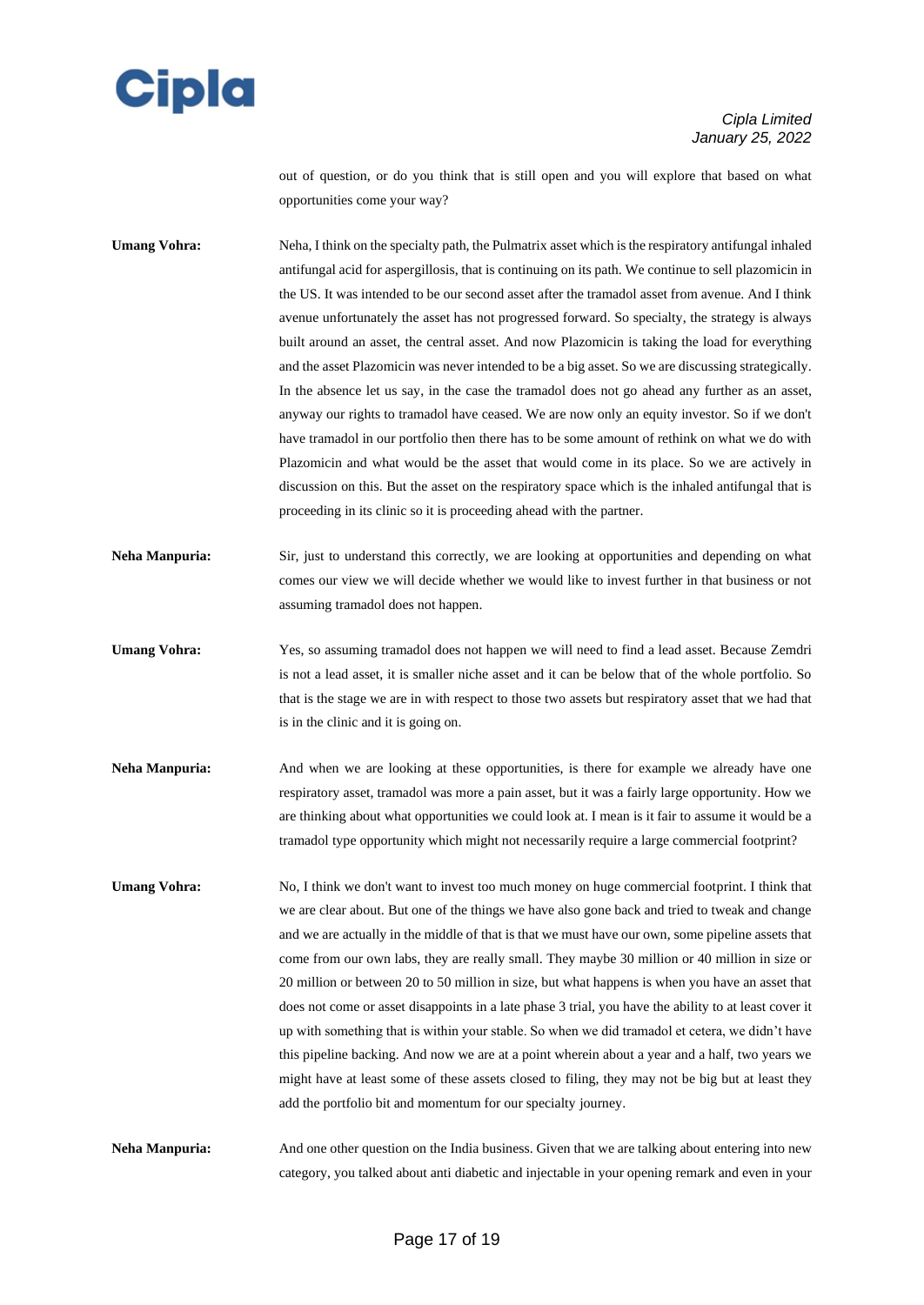out of question, or do you think that is still open and you will explore that based on what opportunities come your way?

**Umang Vohra:** Neha, I think on the specialty path, the Pulmatrix asset which is the respiratory antifungal inhaled antifungal acid for aspergillosis, that is continuing on its path. We continue to sell plazomicin in the US. It was intended to be our second asset after the tramadol asset from avenue. And I think avenue unfortunately the asset has not progressed forward. So specialty, the strategy is always built around an asset, the central asset. And now Plazomicin is taking the load for everything and the asset Plazomicin was never intended to be a big asset. So we are discussing strategically. In the absence let us say, in the case the tramadol does not go ahead any further as an asset, anyway our rights to tramadol have ceased. We are now only an equity investor. So if we don't have tramadol in our portfolio then there has to be some amount of rethink on what we do with Plazomicin and what would be the asset that would come in its place. So we are actively in discussion on this. But the asset on the respiratory space which is the inhaled antifungal that is proceeding in its clinic so it is proceeding ahead with the partner.

**Neha Manpuria:** Sir, just to understand this correctly, we are looking at opportunities and depending on what comes our view we will decide whether we would like to invest further in that business or not assuming tramadol does not happen.

**Umang Vohra:** Yes, so assuming tramadol does not happen we will need to find a lead asset. Because Zemdri is not a lead asset, it is smaller niche asset and it can be below that of the whole portfolio. So that is the stage we are in with respect to those two assets but respiratory asset that we had that is in the clinic and it is going on.

**Neha Manpuria:** And when we are looking at these opportunities, is there for example we already have one respiratory asset, tramadol was more a pain asset, but it was a fairly large opportunity. How we are thinking about what opportunities we could look at. I mean is it fair to assume it would be a tramadol type opportunity which might not necessarily require a large commercial footprint?

**Umang Vohra:** No, I think we don't want to invest too much money on huge commercial footprint. I think that we are clear about. But one of the things we have also gone back and tried to tweak and change and we are actually in the middle of that is that we must have our own, some pipeline assets that come from our own labs, they are really small. They maybe 30 million or 40 million in size or 20 million or between 20 to 50 million in size, but what happens is when you have an asset that does not come or asset disappoints in a late phase 3 trial, you have the ability to at least cover it up with something that is within your stable. So when we did tramadol et cetera, we didn't have this pipeline backing. And now we are at a point wherein about a year and a half, two years we might have at least some of these assets closed to filing, they may not be big but at least they add the portfolio bit and momentum for our specialty journey.

**Neha Manpuria:** And one other question on the India business. Given that we are talking about entering into new category, you talked about anti diabetic and injectable in your opening remark and even in your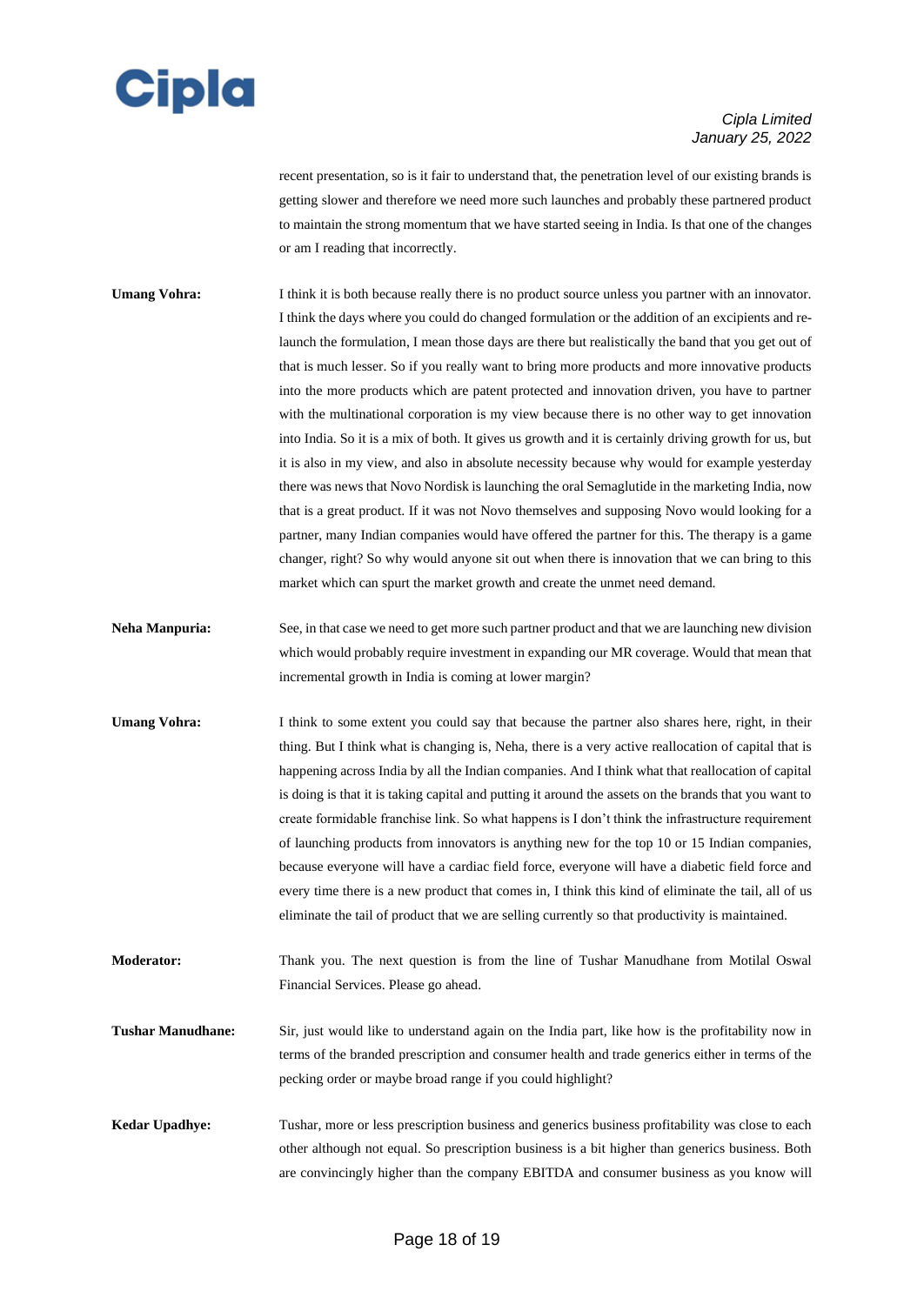recent presentation, so is it fair to understand that, the penetration level of our existing brands is getting slower and therefore we need more such launches and probably these partnered product to maintain the strong momentum that we have started seeing in India. Is that one of the changes or am I reading that incorrectly.

**Umang Vohra:** I think it is both because really there is no product source unless you partner with an innovator. I think the days where you could do changed formulation or the addition of an excipients and re-launch the formulation, I mean those days are there but realistically the band that you get out of that is much lesser. So if you really want to bring more products and more innovative products into the more products which are patent protected and innovation driven, you have to partner with the multinational corporation is my view because there is no other way to get innovation into India. So it is a mix of both. It gives us growth and it is certainly driving growth for us, but it is also in my view, and also in absolute necessity because why would for example yesterday there was news that Novo Nordisk is launching the oral Semaglutide in the marketing India, now that is a great product. If it was not Novo themselves and supposing Novo would looking for a partner, many Indian companies would have offered the partner for this. The therapy is a game changer, right? So why would anyone sit out when there is innovation that we can bring to this market which can spurt the market growth and create the unmet need demand.

**Neha Manpuria:** See, in that case we need to get more such partner product and that we are launching new division which would probably require investment in expanding our MR coverage. Would that mean that incremental growth in India is coming at lower margin?

**Umang Vohra:** I think to some extent you could say that because the partner also shares here, right, in their thing. But I think what is changing is, Neha, there is a very active reallocation of capital that is happening across India by all the Indian companies. And I think what that reallocation of capital is doing is that it is taking capital and putting it around the assets on the brands that you want to create formidable franchise link. So what happens is I don't think the infrastructure requirement of launching products from innovators is anything new for the top 10 or 15 Indian companies, because everyone will have a cardiac field force, everyone will have a diabetic field force and every time there is a new product that comes in, I think this kind of eliminate the tail, all of us eliminate the tail of product that we are selling currently so that productivity is maintained.

**Moderator:** Thank you. The next question is from the line of Tushar Manudhane from Motilal Oswal Financial Services. Please go ahead.

**Tushar Manudhane:** Sir, just would like to understand again on the India part, like how is the profitability now in terms of the branded prescription and consumer health and trade generics either in terms of the pecking order or maybe broad range if you could highlight?

**Kedar Upadhye:** Tushar, more or less prescription business and generics business profitability was close to each other although not equal. So prescription business is a bit higher than generics business. Both are convincingly higher than the company EBITDA and consumer business as you know will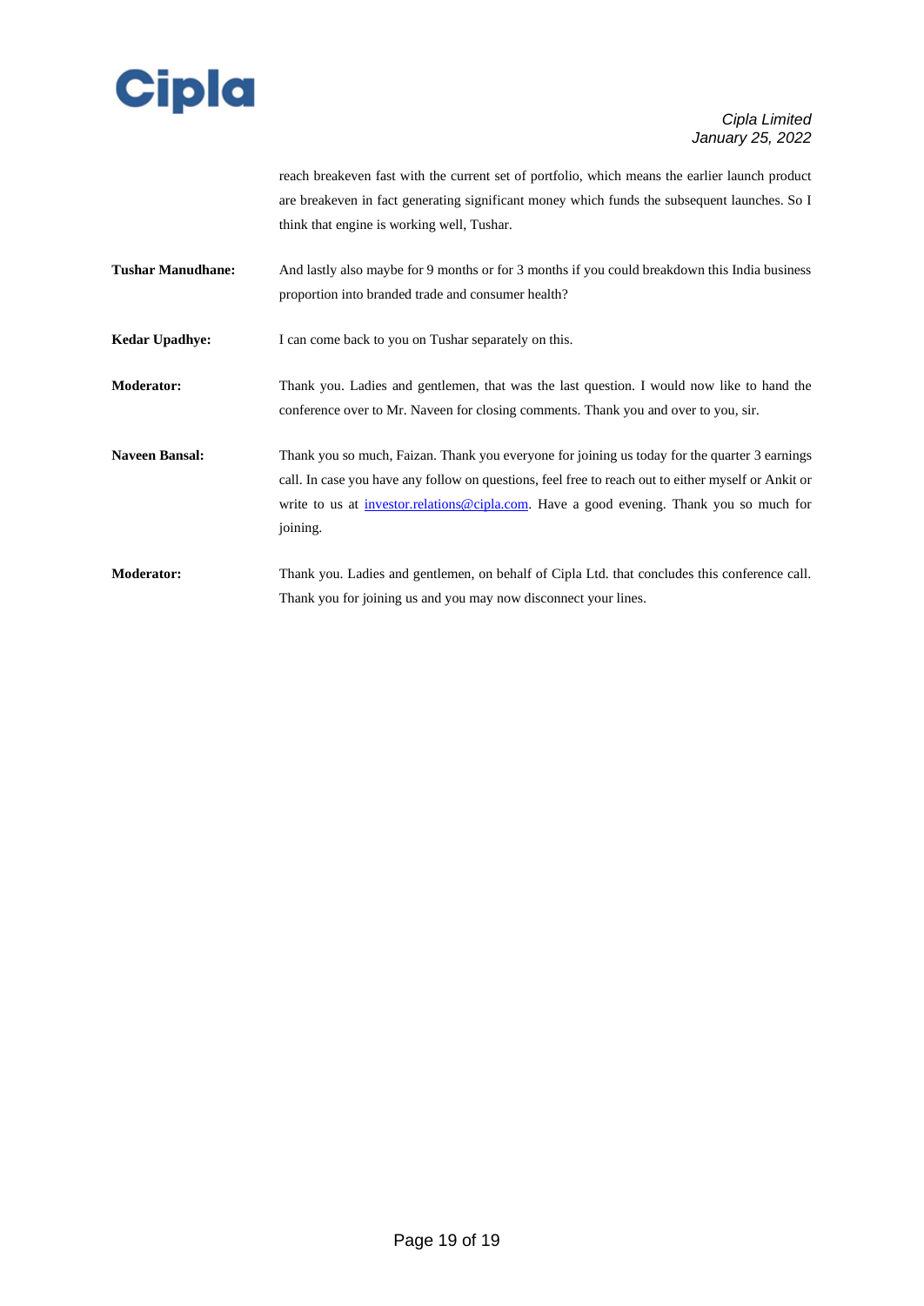reach breakeven fast with the current set of portfolio, which means the earlier launch product are breakeven in fact generating significant money which funds the subsequent launches. So I think that engine is working well, Tushar.

**Tushar Manudhane:** And lastly also maybe for 9 months or for 3 months if you could breakdown this India business proportion into branded trade and consumer health?

**Kedar Upadhye:** I can come back to you on Tushar separately on this.

**Moderator:** Thank you. Ladies and gentlemen, that was the last question. I would now like to hand the conference over to Mr. Naveen for closing comments. Thank you and over to you, sir.

**Naveen Bansal:** Thank you so much, Faizan. Thank you everyone for joining us today for the quarter 3 earnings call. In case you have any follow on questions, feel free to reach out to either myself or Ankit or write to us at investor.relations@cipla.com. Have a good evening. Thank you so much for joining.

**Moderator:** Thank you. Ladies and gentlemen, on behalf of Cipla Ltd. that concludes this conference call. Thank you for joining us and you may now disconnect your lines.